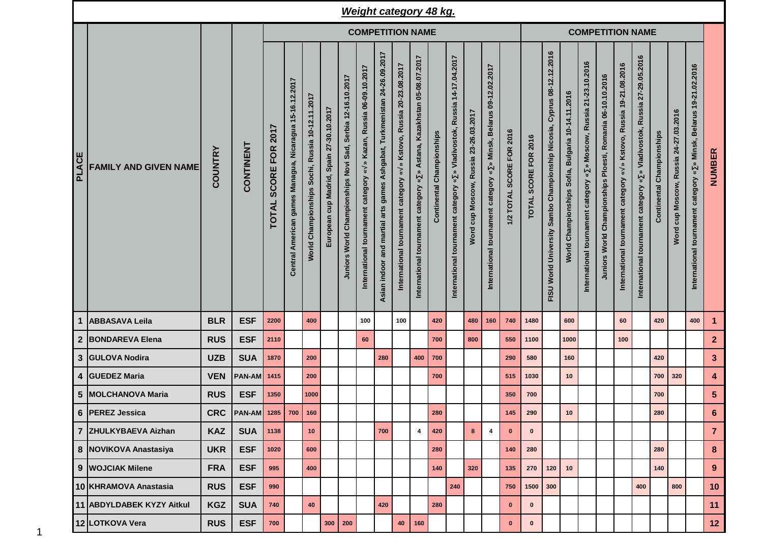# *Weight category 48 kg.*

| PLACE | FAMILY AND GIVEN NAME | COUNTRY | CONTINENT | COMPETITION NAME | | | | | | | | | | | | | | COMPETITION NAME | | | | | | | | | | NUMBER |
|---|---|---|---|---|---|---|---|---|---|---|---|---|---|---|---|---|---|---|---|---|---|---|---|---|---|---|---|---|
| | | | | TOTAL SCORE FOR 2017 | Central American games Managua, Nicaragua 15-16.12.2017 | World Championships Sochi, Russia 10-12.11.2017 | European cup Madrid, Spain 27-30.10.2017 | Juniors World Championships Novi Sad, Serbia 12-16.10.2017 | International tournament category «√» Kazan, Russia 06-09.10.2017 | Asian indoor and martial arts games Ashgabat, Turkmenistan 24-26.09.2017 | International tournament category «√» Kstovo, Russia 20-23.08.2017 | International tournament category «∑» Astana, Kazakhstan 05-08.07.2017 | Continental Championships | International tournament category «∑» Vladivostok, Russia 14-17.04.2017 | Word cup Moscow, Russia 23-26.03.2017 | International tournament category «∑» Minsk, Belarus 09-12.02.2017 | 1/2 TOTAL SCORE FOR 2016 | TOTAL SCORE FOR 2016 | FISU World University Sambo Championship Nicosia, Cyprus 08-12.12.2016 | World Championships Sofia, Bulgaria 10-14.11.2016 | International tournament category «∑» Moscow, Russia 21-23.10.2016 | Juniors World Championships Ploesti, Romania 06-10.10.2016 | International tournament category «√» Kstovo, Russia 19-21.08.2016 | International tournament category «∑» Vladivostok, Russia 27-29.05.2016 | Continental Championships | Word cup Moscow, Russia 24-27.03.2016 | International tournament category «∑» Minsk, Belarus 19-21.02.2016 | |
| 1 | ABBASAVA Leila | BLR | ESF | 2200 | | 400 | | | 100 | | 100 | | 420 | | 480 | 160 | 740 | 1480 | | 600 | | | 60 | | 420 | | 400 | 1 |
| 2 | BONDAREVA Elena | RUS | ESF | 2110 | | | | | 60 | | | | 700 | | 800 | | 550 | 1100 | | 1000 | | | 100 | | | | | 2 |
| 3 | GULOVA Nodira | UZB | SUA | 1870 | | 200 | | | | 280 | | 400 | 700 | | | | 290 | 580 | | 160 | | | | | 420 | | | 3 |
| 4 | GUEDEZ Maria | VEN | PAN-AM | 1415 | | 200 | | | | | | | 700 | | | | 515 | 1030 | | 10 | | | | | 700 | 320 | | 4 |
| 5 | MOLCHANOVA Maria | RUS | ESF | 1350 | | 1000 | | | | | | | | | | | 350 | 700 | | | | | | | 700 | | | 5 |
| 6 | PEREZ Jessica | CRC | PAN-AM | 1285 | 700 | 160 | | | | | | | 280 | | | | 145 | 290 | | 10 | | | | | 280 | | | 6 |
| 7 | ZHULKYBAEVA Aizhan | KAZ | SUA | 1138 | | 10 | | | | 700 | | 4 | 420 | | 8 | 4 | 0 | 0 | | | | | | | | | | 7 |
| 8 | NOVIKOVA Anastasiya | UKR | ESF | 1020 | | 600 | | | | | | | 280 | | | | 140 | 280 | | | | | | | 280 | | | 8 |
| 9 | WOJCIAK Milene | FRA | ESF | 995 | | 400 | | | | | | | 140 | | 320 | | 135 | 270 | 120 | 10 | | | | | 140 | | | 9 |
| 10 | KHRAMOVA Anastasia | RUS | ESF | 990 | | | | | | | | | | 240 | | | 750 | 1500 | 300 | | | | | 400 | | 800 | | 10 |
| 11 | ABDYLDABEK KYZY Aitkul | KGZ | SUA | 740 | | 40 | | | | 420 | | | 280 | | | | 0 | 0 | | | | | | | | | | 11 |
| 12 | LOTKOVA Vera | RUS | ESF | 700 | | | 300 | 200 | | | 40 | 160 | | | | | 0 | 0 | | | | | | | | | | 12 |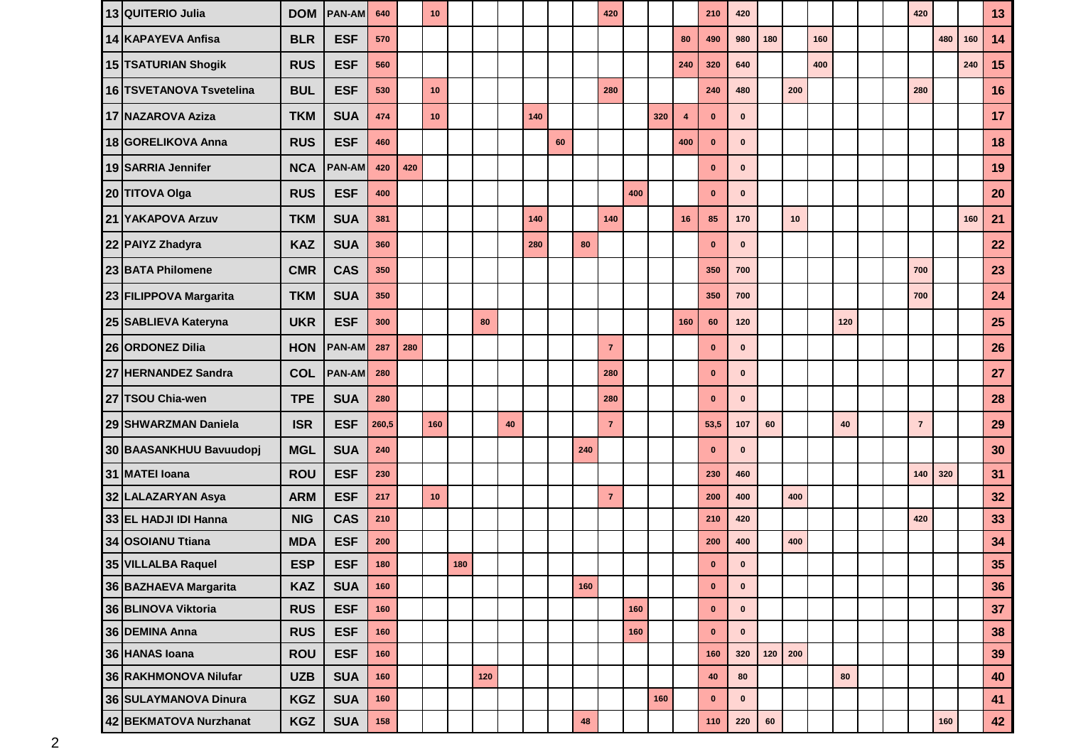| | | | | | | | | | | | | | | | | | | | | | | | | | | | |
|---|---|---|---|---|---|---|---|---|---|---|---|---|---|---|---|---|---|---|---|---|---|---|---|---|---|---|---|
| 13 | QUITERIO Julia | DOM | PAN-AM | 640 | | 10 | | | | | | | 420 | | | | 210 | 420 | | | | | | | 420 | | | 13 |
| 14 | KAPAYEVA Anfisa | BLR | ESF | 570 | | | | | | | | | | | | 80 | 490 | 980 | 180 | | 160 | | | | | 480 | 160 | 14 |
| 15 | TSVETURIAN Shogik | RUS | ESF | 560 | | | | | | | | | | | | 240 | 320 | 640 | | | 400 | | | | | | 240 | 15 |
| 16 | TSVETANOVA Tsvetelina | BUL | ESF | 530 | | 10 | | | | | | | 280 | | | | 240 | 480 | | 200 | | | | | 280 | | | 16 |
| 17 | NAZAROVA Aziza | TKM | SUA | 474 | | 10 | | | | 140 | | | | | 320 | 4 | 0 | 0 | | | | | | | | | | 17 |
| 18 | GORELIKOVA Anna | RUS | ESF | 460 | | | | | | | 60 | | | | | 400 | 0 | 0 | | | | | | | | | | 18 |
| 19 | SARRIA Jennifer | NCA | PAN-AM | 420 | 420 | | | | | | | | | | | | 0 | 0 | | | | | | | | | | 19 |
| 20 | TITOVA Olga | RUS | ESF | 400 | | | | | | | | | | 400 | | | 0 | 0 | | | | | | | | | | 20 |
| 21 | YAKAPOVA Arzuv | TKM | SUA | 381 | | | | | | 140 | | | 140 | | | 16 | 85 | 170 | | 10 | | | | | | | 160 | 21 |
| 22 | PAIYZ Zhadyra | KAZ | SUA | 360 | | | | | | 280 | | 80 | | | | | 0 | 0 | | | | | | | | | | 22 |
| 23 | BATA Philomene | CMR | CAS | 350 | | | | | | | | | | | | | 350 | 700 | | | | | | | 700 | | | 23 |
| 23 | FILIPPOVA Margarita | TKM | SUA | 350 | | | | | | | | | | | | | 350 | 700 | | | | | | | 700 | | | 24 |
| 25 | SABLIEVA Kateryna | UKR | ESF | 300 | | | | 80 | | | | | | | | 160 | 60 | 120 | | | | 120 | | | | | | 25 |
| 26 | ORDONEZ Dilia | HON | PAN-AM | 287 | 280 | | | | | | | | 7 | | | | 0 | 0 | | | | | | | | | | 26 |
| 27 | HERNANDEZ Sandra | COL | PAN-AM | 280 | | | | | | | | | 280 | | | | 0 | 0 | | | | | | | | | | 27 |
| 27 | TSOU Chia-wen | TPE | SUA | 280 | | | | | | | | | 280 | | | | 0 | 0 | | | | | | | | | | 28 |
| 29 | SHWARZMAN Daniela | ISR | ESF | 260,5 | | 160 | | | 40 | | | | 7 | | | | 53,5 | 107 | 60 | | | 40 | | | 7 | | | 29 |
| 30 | BAASANKHUU Bavuudopj | MGL | SUA | 240 | | | | | | | | 240 | | | | | 0 | 0 | | | | | | | | | | 30 |
| 31 | MATEI Ioana | ROU | ESF | 230 | | | | | | | | | | | | | 230 | 460 | | | | | | | 140 | 320 | | 31 |
| 32 | LALAZARYAN Asya | ARM | ESF | 217 | | 10 | | | | | | | 7 | | | | 200 | 400 | | 400 | | | | | | | | 32 |
| 33 | EL HADJI IDI Hanna | NIG | CAS | 210 | | | | | | | | | | | | | 210 | 420 | | | | | | | 420 | | | 33 |
| 34 | OSOIANU Ttiana | MDA | ESF | 200 | | | | | | | | | | | | | 200 | 400 | | 400 | | | | | | | | 34 |
| 35 | VILLALBA Raquel | ESP | ESF | 180 | | | 180 | | | | | | | | | | 0 | 0 | | | | | | | | | | 35 |
| 36 | BAZHAEVA Margarita | KAZ | SUA | 160 | | | | | | | | 160 | | | | | 0 | 0 | | | | | | | | | | 36 |
| 36 | BLINOVA Viktoria | RUS | ESF | 160 | | | | | | | | | | 160 | | | 0 | 0 | | | | | | | | | | 37 |
| 36 | DEMINA Anna | RUS | ESF | 160 | | | | | | | | | | 160 | | | 0 | 0 | | | | | | | | | | 38 |
| 36 | HANAS Ioana | ROU | ESF | 160 | | | | | | | | | | | | | 160 | 320 | 120 | 200 | | | | | | | | 39 |
| 36 | RAKHMONOVA Nilufar | UZB | SUA | 160 | | | | 120 | | | | | | | | | 40 | 80 | | | | 80 | | | | | | 40 |
| 36 | SULAYMANOVA Dinura | KGZ | SUA | 160 | | | | | | | | | | | 160 | | 0 | 0 | | | | | | | | | | 41 |
| 42 | BEKMATOVA Nurzhanat | KGZ | SUA | 158 | | | | | | | | 48 | | | | | 110 | 220 | 60 | | | | | | | 160 | | 42 |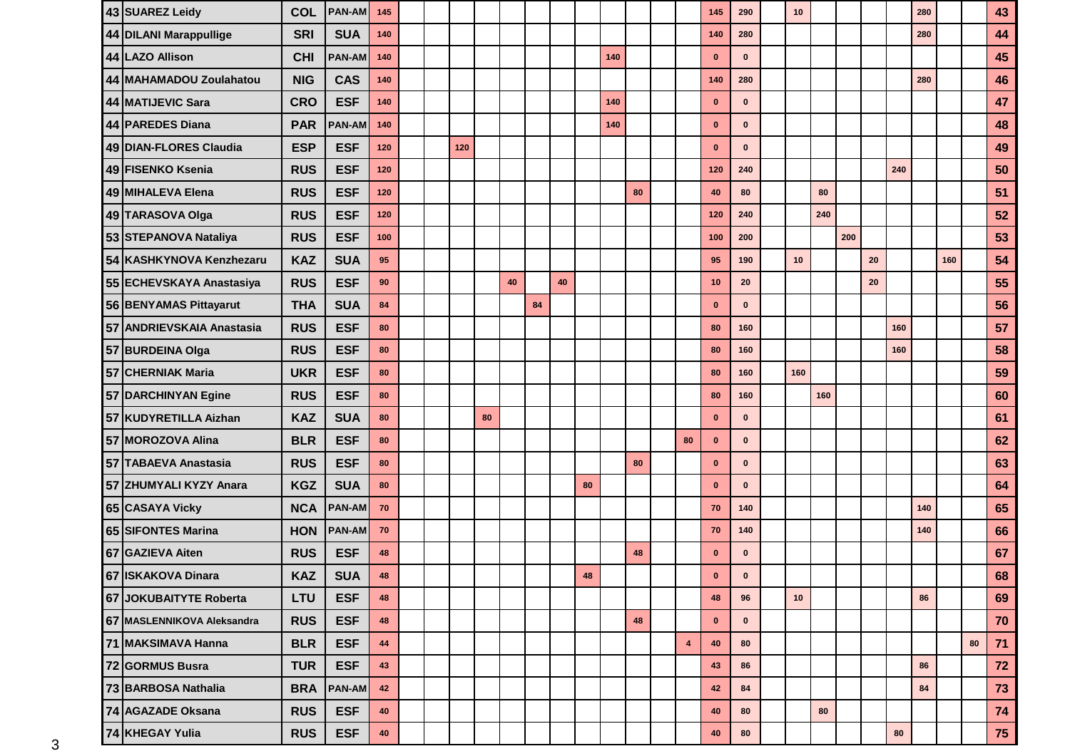| | | | | | | | | | | | | | | | | | | | | | | | | | | | | |
|---|---|---|---|---|---|---|---|---|---|---|---|---|---|---|---|---|---|---|---|---|---|---|---|---|---|---|---|---|
| 43 | SUAREZ Leidy | COL | PAN-AM | 145 | | | | | | | | | | | | | 145 | 290 | | 10 | | | | | 280 | | | 43 |
| 44 | DILANI Marappullige | SRI | SUA | 140 | | | | | | | | | | | | | 140 | 280 | | | | | | | 280 | | | 44 |
| 44 | LAZO Allison | CHI | PAN-AM | 140 | | | | | | | | | 140 | | | | 0 | 0 | | | | | | | | | | 45 |
| 44 | MAHAMADOU Zoulahatou | NIG | CAS | 140 | | | | | | | | | | | | | 140 | 280 | | | | | | | 280 | | | 46 |
| 44 | MATIJEVIC Sara | CRO | ESF | 140 | | | | | | | | | 140 | | | | 0 | 0 | | | | | | | | | | 47 |
| 44 | PAREDES Diana | PAR | PAN-AM | 140 | | | | | | | | | 140 | | | | 0 | 0 | | | | | | | | | | 48 |
| 49 | DIAN-FLORES Claudia | ESP | ESF | 120 | | | 120 | | | | | | | | | | 0 | 0 | | | | | | | | | | 49 |
| 49 | FISENKO Ksenia | RUS | ESF | 120 | | | | | | | | | | | | | 120 | 240 | | | | | | 240 | | | | 50 |
| 49 | MIHALEVA Elena | RUS | ESF | 120 | | | | | | | | | | 80 | | | 40 | 80 | | | 80 | | | | | | | 51 |
| 49 | TARASOVA Olga | RUS | ESF | 120 | | | | | | | | | | | | | 120 | 240 | | | 240 | | | | | | | 52 |
| 53 | STEPANOVA Nataliya | RUS | ESF | 100 | | | | | | | | | | | | | 100 | 200 | | | | 200 | | | | | | 53 |
| 54 | KASHKYNOVA Kenzhezaru | KAZ | SUA | 95 | | | | | | | | | | | | | 95 | 190 | | 10 | | | 20 | | | 160 | | 54 |
| 55 | ECHEVSKAYA Anastasiya | RUS | ESF | 90 | | | | | 40 | | 40 | | | | | | 10 | 20 | | | | | 20 | | | | | 55 |
| 56 | BENYAMAS Pittayarut | THA | SUA | 84 | | | | | | 84 | | | | | | | 0 | 0 | | | | | | | | | | 56 |
| 57 | ANDRIEVSKAIA Anastasia | RUS | ESF | 80 | | | | | | | | | | | | | 80 | 160 | | | | | | 160 | | | | 57 |
| 57 | BURDEINA Olga | RUS | ESF | 80 | | | | | | | | | | | | | 80 | 160 | | | | | | 160 | | | | 58 |
| 57 | CHERNIAK Maria | UKR | ESF | 80 | | | | | | | | | | | | | 80 | 160 | | 160 | | | | | | | | 59 |
| 57 | DARCHINYAN Egine | RUS | ESF | 80 | | | | | | | | | | | | | 80 | 160 | | | 160 | | | | | | | 60 |
| 57 | KUDYRETILLA Aizhan | KAZ | SUA | 80 | | | | 80 | | | | | | | | | 0 | 0 | | | | | | | | | | 61 |
| 57 | MOROZOVA Alina | BLR | ESF | 80 | | | | | | | | | | | | 80 | 0 | 0 | | | | | | | | | | 62 |
| 57 | TABAEVA Anastasia | RUS | ESF | 80 | | | | | | | | | | 80 | | | 0 | 0 | | | | | | | | | | 63 |
| 57 | ZHUMYALI KYZY Anara | KGZ | SUA | 80 | | | | | | | | 80 | | | | | 0 | 0 | | | | | | | | | | 64 |
| 65 | CASAYA Vicky | NCA | PAN-AM | 70 | | | | | | | | | | | | | 70 | 140 | | | | | | | 140 | | | 65 |
| 65 | SIFONTES Marina | HON | PAN-AM | 70 | | | | | | | | | | | | | 70 | 140 | | | | | | | 140 | | | 66 |
| 67 | GAZIEVA Aiten | RUS | ESF | 48 | | | | | | | | | | 48 | | | 0 | 0 | | | | | | | | | | 67 |
| 67 | ISKAKOVA Dinara | KAZ | SUA | 48 | | | | | | | | 48 | | | | | 0 | 0 | | | | | | | | | | 68 |
| 67 | JOKUBAITYTE Roberta | LTU | ESF | 48 | | | | | | | | | | | | | 48 | 96 | | 10 | | | | | 86 | | | 69 |
| 67 | MASLENNIKOVA Aleksandra | RUS | ESF | 48 | | | | | | | | | | 48 | | | 0 | 0 | | | | | | | | | | 70 |
| 71 | MAKSIMAVA Hanna | BLR | ESF | 44 | | | | | | | | | | | | 4 | 40 | 80 | | | | | | | | | 80 | 71 |
| 72 | GORMUS Busra | TUR | ESF | 43 | | | | | | | | | | | | | 43 | 86 | | | | | | | 86 | | | 72 |
| 73 | BARBOSA Nathalia | BRA | PAN-AM | 42 | | | | | | | | | | | | | 42 | 84 | | | | | | | 84 | | | 73 |
| 74 | AGAZADE Oksana | RUS | ESF | 40 | | | | | | | | | | | | | 40 | 80 | | | 80 | | | | | | | 74 |
| 74 | KHEGAY Yulia | RUS | ESF | 40 | | | | | | | | | | | | | 40 | 80 | | | | | | 80 | | | | 75 |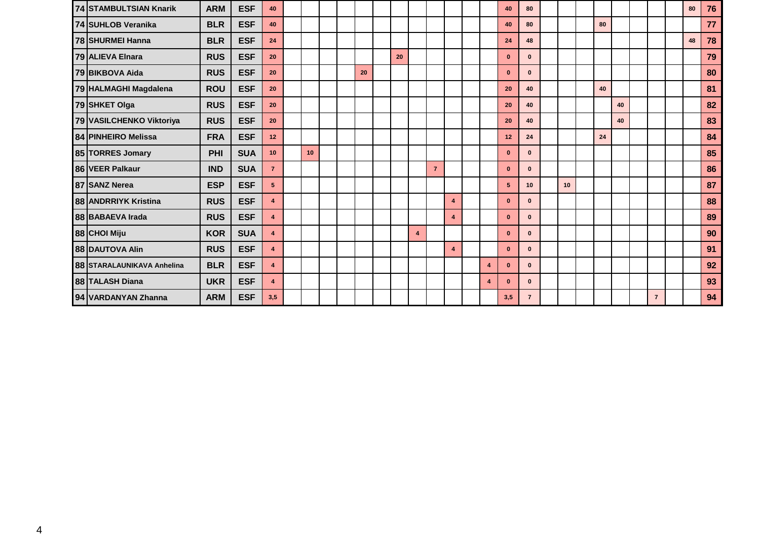| | | | | | | | | | | | | | | | | | | | | | | | | | | | | |
|---|---|---|---|---|---|---|---|---|---|---|---|---|---|---|---|---|---|---|---|---|---|---|---|---|---|---|---|---|
| 74 | STAMBULTSIAN Knarik | ARM | ESF | 40 | | | | | | | | | | | | | 40 | 80 | | | | | | | | | 80 | 76 |
| 74 | SUHLOB Veranika | BLR | ESF | 40 | | | | | | | | | | | | | 40 | 80 | | | | 80 | | | | | | 77 |
| 78 | SHURMEI Hanna | BLR | ESF | 24 | | | | | | | | | | | | | 24 | 48 | | | | | | | | | 48 | 78 |
| 79 | ALIEVA Elnara | RUS | ESF | 20 | | | | | | | 20 | | | | | | 0 | 0 | | | | | | | | | | 79 |
| 79 | BIKBOVA Aida | RUS | ESF | 20 | | | | | 20 | | | | | | | | 0 | 0 | | | | | | | | | | 80 |
| 79 | HALMAGHI Magdalena | ROU | ESF | 20 | | | | | | | | | | | | | 20 | 40 | | | | 40 | | | | | | 81 |
| 79 | SHKET Olga | RUS | ESF | 20 | | | | | | | | | | | | | 20 | 40 | | | | | 40 | | | | | 82 |
| 79 | VASILCHENKO Viktoriya | RUS | ESF | 20 | | | | | | | | | | | | | 20 | 40 | | | | | 40 | | | | | 83 |
| 84 | PINHEIRO Melissa | FRA | ESF | 12 | | | | | | | | | | | | | 12 | 24 | | | | 24 | | | | | | 84 |
| 85 | TORRES Jomary | PHI | SUA | 10 | | 10 | | | | | | | | | | | 0 | 0 | | | | | | | | | | 85 |
| 86 | VEER Palkaur | IND | SUA | 7 | | | | | | | | | 7 | | | | 0 | 0 | | | | | | | | | | 86 |
| 87 | SANZ Nerea | ESP | ESF | 5 | | | | | | | | | | | | | 5 | 10 | | 10 | | | | | | | | 87 |
| 88 | ANDRRIYK Kristina | RUS | ESF | 4 | | | | | | | | | | 4 | | | 0 | 0 | | | | | | | | | | 88 |
| 88 | BABAEVA Irada | RUS | ESF | 4 | | | | | | | | | | 4 | | | 0 | 0 | | | | | | | | | | 89 |
| 88 | CHOI Miju | KOR | SUA | 4 | | | | | | | | 4 | | | | | 0 | 0 | | | | | | | | | | 90 |
| 88 | DAUTOVA Alin | RUS | ESF | 4 | | | | | | | | | | 4 | | | 0 | 0 | | | | | | | | | | 91 |
| 88 | STARALAUNIKAVA Anhelina | BLR | ESF | 4 | | | | | | | | | | | | 4 | 0 | 0 | | | | | | | | | | 92 |
| 88 | TALASH Diana | UKR | ESF | 4 | | | | | | | | | | | | 4 | 0 | 0 | | | | | | | | | | 93 |
| 94 | VARDANYAN Zhanna | ARM | ESF | 3,5 | | | | | | | | | | | | | 3,5 | 7 | | | | | | | 7 | | | 94 |